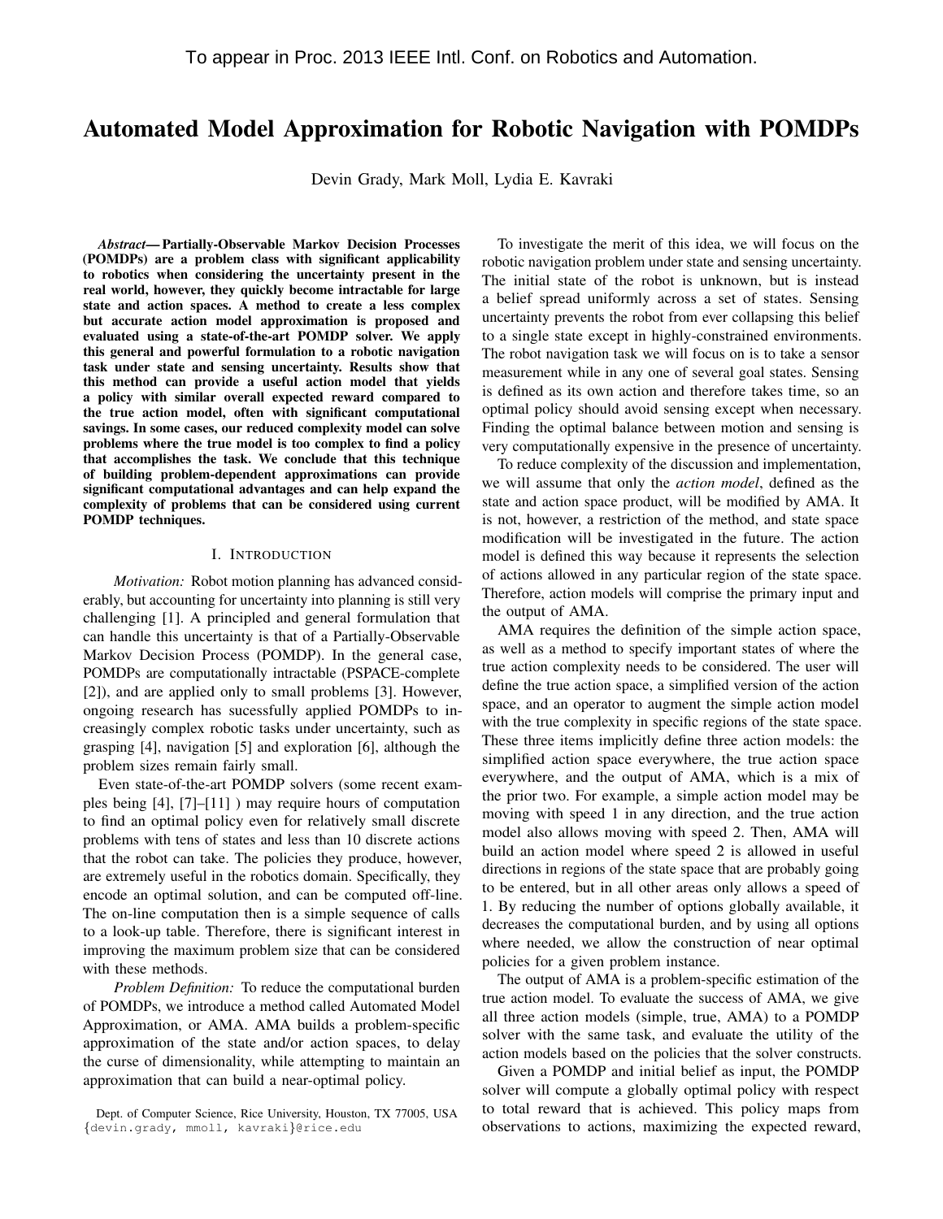To appear in Proc. 2013 IEEE Intl. Conf. on Robotics and Automation.

# Automated Model Approximation for Robotic Navigation with POMDPs

Devin Grady, Mark Moll, Lydia E. Kavraki

***Abstract*— Partially-Observable Markov Decision Processes (POMDPs) are a problem class with significant applicability to robotics when considering the uncertainty present in the real world, however, they quickly become intractable for large state and action spaces. A method to create a less complex but accurate action model approximation is proposed and evaluated using a state-of-the-art POMDP solver. We apply this general and powerful formulation to a robotic navigation task under state and sensing uncertainty. Results show that this method can provide a useful action model that yields a policy with similar overall expected reward compared to the true action model, often with significant computational savings. In some cases, our reduced complexity model can solve problems where the true model is too complex to find a policy that accomplishes the task. We conclude that this technique of building problem-dependent approximations can provide significant computational advantages and can help expand the complexity of problems that can be considered using current POMDP techniques.**

## I. Introduction

*Motivation:* Robot motion planning has advanced considerably, but accounting for uncertainty into planning is still very challenging [1]. A principled and general formulation that can handle this uncertainty is that of a Partially-Observable Markov Decision Process (POMDP). In the general case, POMDPs are computationally intractable (PSPACE-complete [2]), and are applied only to small problems [3]. However, ongoing research has sucessfully applied POMDPs to increasingly complex robotic tasks under uncertainty, such as grasping [4], navigation [5] and exploration [6], although the problem sizes remain fairly small.

Even state-of-the-art POMDP solvers (some recent examples being [4], [7]–[11] ) may require hours of computation to find an optimal policy even for relatively small discrete problems with tens of states and less than 10 discrete actions that the robot can take. The policies they produce, however, are extremely useful in the robotics domain. Specifically, they encode an optimal solution, and can be computed off-line. The on-line computation then is a simple sequence of calls to a look-up table. Therefore, there is significant interest in improving the maximum problem size that can be considered with these methods.

*Problem Definition:* To reduce the computational burden of POMDPs, we introduce a method called Automated Model Approximation, or AMA. AMA builds a problem-specific approximation of the state and/or action spaces, to delay the curse of dimensionality, while attempting to maintain an approximation that can build a near-optimal policy.

Dept. of Computer Science, Rice University, Houston, TX 77005, USA {devin.grady, mmoll, kavraki}@rice.edu

To investigate the merit of this idea, we will focus on the robotic navigation problem under state and sensing uncertainty. The initial state of the robot is unknown, but is instead a belief spread uniformly across a set of states. Sensing uncertainty prevents the robot from ever collapsing this belief to a single state except in highly-constrained environments. The robot navigation task we will focus on is to take a sensor measurement while in any one of several goal states. Sensing is defined as its own action and therefore takes time, so an optimal policy should avoid sensing except when necessary. Finding the optimal balance between motion and sensing is very computationally expensive in the presence of uncertainty.

To reduce complexity of the discussion and implementation, we will assume that only the *action model*, defined as the state and action space product, will be modified by AMA. It is not, however, a restriction of the method, and state space modification will be investigated in the future. The action model is defined this way because it represents the selection of actions allowed in any particular region of the state space. Therefore, action models will comprise the primary input and the output of AMA.

AMA requires the definition of the simple action space, as well as a method to specify important states of where the true action complexity needs to be considered. The user will define the true action space, a simplified version of the action space, and an operator to augment the simple action model with the true complexity in specific regions of the state space. These three items implicitly define three action models: the simplified action space everywhere, the true action space everywhere, and the output of AMA, which is a mix of the prior two. For example, a simple action model may be moving with speed 1 in any direction, and the true action model also allows moving with speed 2. Then, AMA will build an action model where speed 2 is allowed in useful directions in regions of the state space that are probably going to be entered, but in all other areas only allows a speed of 1. By reducing the number of options globally available, it decreases the computational burden, and by using all options where needed, we allow the construction of near optimal policies for a given problem instance.

The output of AMA is a problem-specific estimation of the true action model. To evaluate the success of AMA, we give all three action models (simple, true, AMA) to a POMDP solver with the same task, and evaluate the utility of the action models based on the policies that the solver constructs.

Given a POMDP and initial belief as input, the POMDP solver will compute a globally optimal policy with respect to total reward that is achieved. This policy maps from observations to actions, maximizing the expected reward,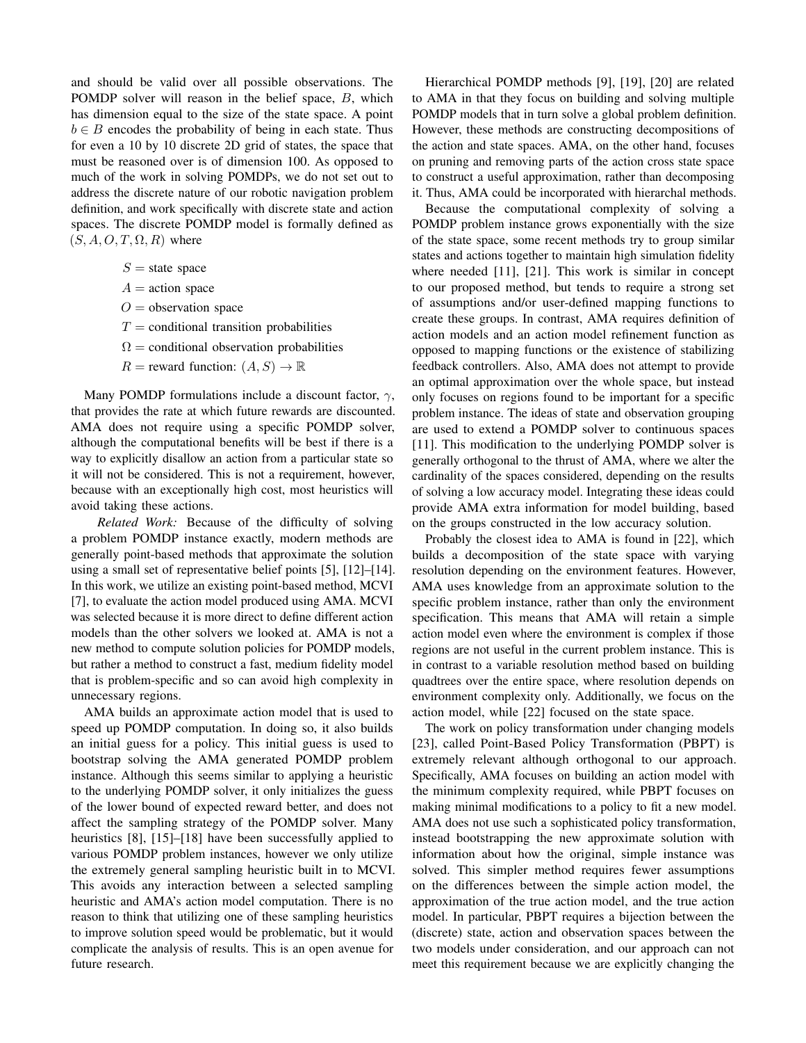and should be valid over all possible observations. The POMDP solver will reason in the belief space, $B$, which has dimension equal to the size of the state space. A point $b \in B$ encodes the probability of being in each state. Thus for even a 10 by 10 discrete 2D grid of states, the space that must be reasoned over is of dimension 100. As opposed to much of the work in solving POMDPs, we do not set out to address the discrete nature of our robotic navigation problem definition, and work specifically with discrete state and action spaces. The discrete POMDP model is formally defined as $(S, A, O, T, \Omega, R)$ where

$S$ = state space

$A$ = action space

$O$ = observation space

$T$ = conditional transition probabilities

$\Omega$ = conditional observation probabilities

$R$ = reward function: $(A, S) \to \mathbb{R}$

Many POMDP formulations include a discount factor, $\gamma$, that provides the rate at which future rewards are discounted. AMA does not require using a specific POMDP solver, although the computational benefits will be best if there is a way to explicitly disallow an action from a particular state so it will not be considered. This is not a requirement, however, because with an exceptionally high cost, most heuristics will avoid taking these actions.

*Related Work:* Because of the difficulty of solving a problem POMDP instance exactly, modern methods are generally point-based methods that approximate the solution using a small set of representative belief points [5], [12]–[14]. In this work, we utilize an existing point-based method, MCVI [7], to evaluate the action model produced using AMA. MCVI was selected because it is more direct to define different action models than the other solvers we looked at. AMA is not a new method to compute solution policies for POMDP models, but rather a method to construct a fast, medium fidelity model that is problem-specific and so can avoid high complexity in unnecessary regions.

AMA builds an approximate action model that is used to speed up POMDP computation. In doing so, it also builds an initial guess for a policy. This initial guess is used to bootstrap solving the AMA generated POMDP problem instance. Although this seems similar to applying a heuristic to the underlying POMDP solver, it only initializes the guess of the lower bound of expected reward better, and does not affect the sampling strategy of the POMDP solver. Many heuristics [8], [15]–[18] have been successfully applied to various POMDP problem instances, however we only utilize the extremely general sampling heuristic built in to MCVI. This avoids any interaction between a selected sampling heuristic and AMA's action model computation. There is no reason to think that utilizing one of these sampling heuristics to improve solution speed would be problematic, but it would complicate the analysis of results. This is an open avenue for future research.

Hierarchical POMDP methods [9], [19], [20] are related to AMA in that they focus on building and solving multiple POMDP models that in turn solve a global problem definition. However, these methods are constructing decompositions of the action and state spaces. AMA, on the other hand, focuses on pruning and removing parts of the action cross state space to construct a useful approximation, rather than decomposing it. Thus, AMA could be incorporated with hierarchal methods.

Because the computational complexity of solving a POMDP problem instance grows exponentially with the size of the state space, some recent methods try to group similar states and actions together to maintain high simulation fidelity where needed [11], [21]. This work is similar in concept to our proposed method, but tends to require a strong set of assumptions and/or user-defined mapping functions to create these groups. In contrast, AMA requires definition of action models and an action model refinement function as opposed to mapping functions or the existence of stabilizing feedback controllers. Also, AMA does not attempt to provide an optimal approximation over the whole space, but instead only focuses on regions found to be important for a specific problem instance. The ideas of state and observation grouping are used to extend a POMDP solver to continuous spaces [11]. This modification to the underlying POMDP solver is generally orthogonal to the thrust of AMA, where we alter the cardinality of the spaces considered, depending on the results of solving a low accuracy model. Integrating these ideas could provide AMA extra information for model building, based on the groups constructed in the low accuracy solution.

Probably the closest idea to AMA is found in [22], which builds a decomposition of the state space with varying resolution depending on the environment features. However, AMA uses knowledge from an approximate solution to the specific problem instance, rather than only the environment specification. This means that AMA will retain a simple action model even where the environment is complex if those regions are not useful in the current problem instance. This is in contrast to a variable resolution method based on building quadtrees over the entire space, where resolution depends on environment complexity only. Additionally, we focus on the action model, while [22] focused on the state space.

The work on policy transformation under changing models [23], called Point-Based Policy Transformation (PBPT) is extremely relevant although orthogonal to our approach. Specifically, AMA focuses on building an action model with the minimum complexity required, while PBPT focuses on making minimal modifications to a policy to fit a new model. AMA does not use such a sophisticated policy transformation, instead bootstrapping the new approximate solution with information about how the original, simple instance was solved. This simpler method requires fewer assumptions on the differences between the simple action model, the approximation of the true action model, and the true action model. In particular, PBPT requires a bijection between the (discrete) state, action and observation spaces between the two models under consideration, and our approach can not meet this requirement because we are explicitly changing the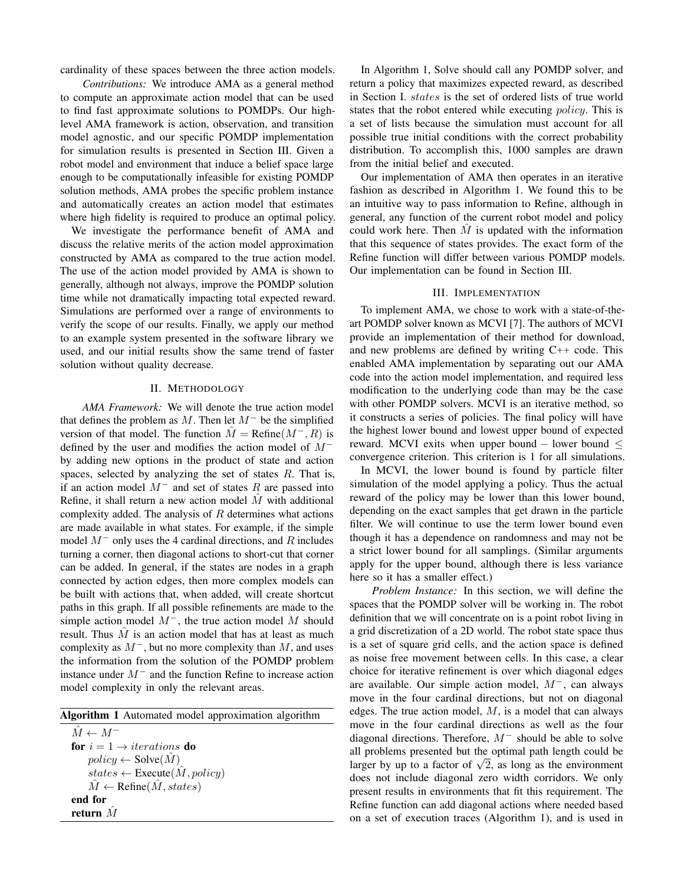cardinality of these spaces between the three action models.

*Contributions:* We introduce AMA as a general method to compute an approximate action model that can be used to find fast approximate solutions to POMDPs. Our high-level AMA framework is action, observation, and transition model agnostic, and our specific POMDP implementation for simulation results is presented in Section III. Given a robot model and environment that induce a belief space large enough to be computationally infeasible for existing POMDP solution methods, AMA probes the specific problem instance and automatically creates an action model that estimates where high fidelity is required to produce an optimal policy.

We investigate the performance benefit of AMA and discuss the relative merits of the action model approximation constructed by AMA as compared to the true action model. The use of the action model provided by AMA is shown to generally, although not always, improve the POMDP solution time while not dramatically impacting total expected reward. Simulations are performed over a range of environments to verify the scope of our results. Finally, we apply our method to an example system presented in the software library we used, and our initial results show the same trend of faster solution without quality decrease.

## II. Methodology

*AMA Framework:* We will denote the true action model that defines the problem as $M$. Then let $M^-$ be the simplified version of that model. The function $\hat{M} = \text{Refine}(M^-, R)$ is defined by the user and modifies the action model of $M^-$ by adding new options in the product of state and action spaces, selected by analyzing the set of states $R$. That is, if an action model $M^-$ and set of states $R$ are passed into Refine, it shall return a new action model $\hat{M}$ with additional complexity added. The analysis of $R$ determines what actions are made available in what states. For example, if the simple model $M^-$ only uses the 4 cardinal directions, and $R$ includes turning a corner, then diagonal actions to short-cut that corner can be added. In general, if the states are nodes in a graph connected by action edges, then more complex models can be built with actions that, when added, will create shortcut paths in this graph. If all possible refinements are made to the simple action model $M^-$, the true action model $M$ should result. Thus $\hat{M}$ is an action model that has at least as much complexity as $M^-$, but no more complexity than $M$, and uses the information from the solution of the POMDP problem instance under $M^-$ and the function Refine to increase action model complexity in only the relevant areas.

**Algorithm 1** Automated model approximation algorithm

```
M̂ ← M⁻
for i = 1 → iterations do
    policy ← Solve(M̂)
    states ← Execute(M̂, policy)
    M̂ ← Refine(M̂, states)
end for
return M̂
```

In Algorithm 1, Solve should call any POMDP solver, and return a policy that maximizes expected reward, as described in Section I. *states* is the set of ordered lists of true world states that the robot entered while executing *policy*. This is a set of lists because the simulation must account for all possible true initial conditions with the correct probability distribution. To accomplish this, 1000 samples are drawn from the initial belief and executed.

Our implementation of AMA then operates in an iterative fashion as described in Algorithm 1. We found this to be an intuitive way to pass information to Refine, although in general, any function of the current robot model and policy could work here. Then $\hat{M}$ is updated with the information that this sequence of states provides. The exact form of the Refine function will differ between various POMDP models. Our implementation can be found in Section III.

## III. Implementation

To implement AMA, we chose to work with a state-of-the-art POMDP solver known as MCVI [7]. The authors of MCVI provide an implementation of their method for download, and new problems are defined by writing C++ code. This enabled AMA implementation by separating out our AMA code into the action model implementation, and required less modification to the underlying code than may be the case with other POMDP solvers. MCVI is an iterative method, so it constructs a series of policies. The final policy will have the highest lower bound and lowest upper bound of expected reward. MCVI exits when upper bound – lower bound $\leq$ convergence criterion. This criterion is 1 for all simulations.

In MCVI, the lower bound is found by particle filter simulation of the model applying a policy. Thus the actual reward of the policy may be lower than this lower bound, depending on the exact samples that get drawn in the particle filter. We will continue to use the term lower bound even though it has a dependence on randomness and may not be a strict lower bound for all samplings. (Similar arguments apply for the upper bound, although there is less variance here so it has a smaller effect.)

*Problem Instance:* In this section, we will define the spaces that the POMDP solver will be working in. The robot definition that we will concentrate on is a point robot living in a grid discretization of a 2D world. The robot state space thus is a set of square grid cells, and the action space is defined as noise free movement between cells. In this case, a clear choice for iterative refinement is over which diagonal edges are available. Our simple action model, $M^-$, can always move in the four cardinal directions, but not on diagonal edges. The true action model, $M$, is a model that can always move in the four cardinal directions as well as the four diagonal directions. Therefore, $M^-$ should be able to solve all problems presented but the optimal path length could be larger by up to a factor of $\sqrt{2}$, as long as the environment does not include diagonal zero width corridors. We only present results in environments that fit this requirement. The Refine function can add diagonal actions where needed based on a set of execution traces (Algorithm 1), and is used in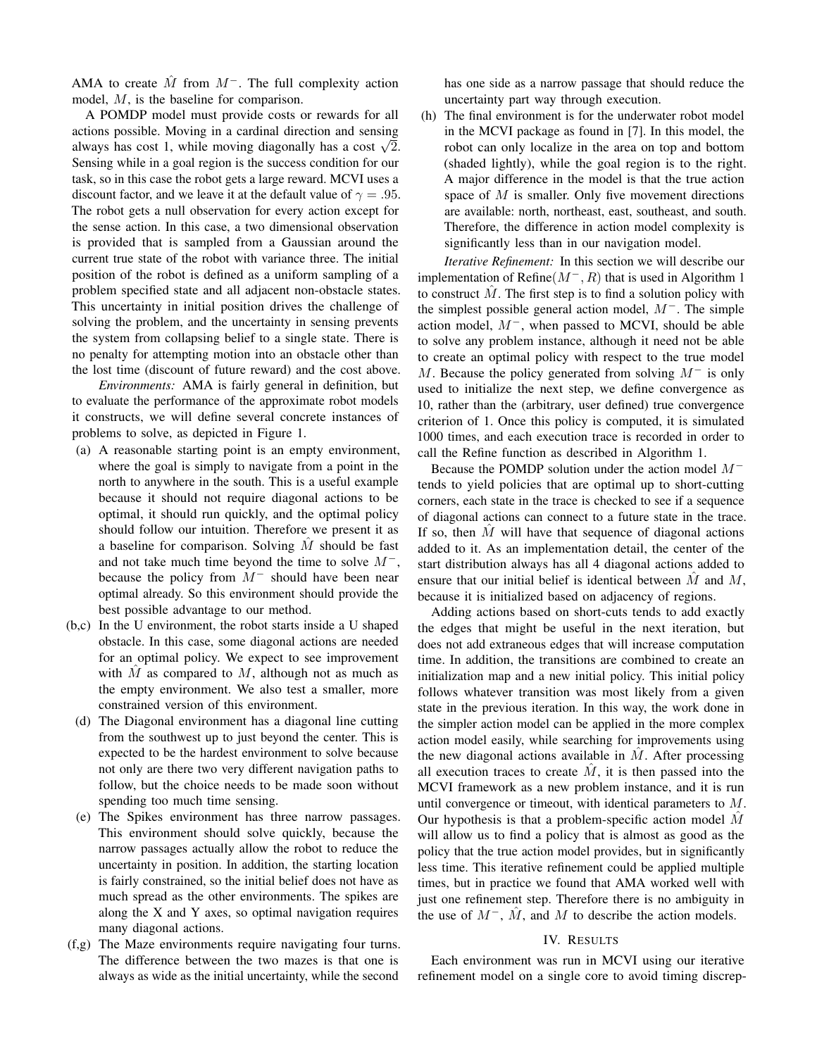AMA to create $\hat{M}$ from $M^{-}$. The full complexity action model, $M$, is the baseline for comparison.

A POMDP model must provide costs or rewards for all actions possible. Moving in a cardinal direction and sensing always has cost 1, while moving diagonally has a cost $\sqrt{2}$. Sensing while in a goal region is the success condition for our task, so in this case the robot gets a large reward. MCVI uses a discount factor, and we leave it at the default value of $\gamma = .95$. The robot gets a null observation for every action except for the sense action. In this case, a two dimensional observation is provided that is sampled from a Gaussian around the current true state of the robot with variance three. The initial position of the robot is defined as a uniform sampling of a problem specified state and all adjacent non-obstacle states. This uncertainty in initial position drives the challenge of solving the problem, and the uncertainty in sensing prevents the system from collapsing belief to a single state. There is no penalty for attempting motion into an obstacle other than the lost time (discount of future reward) and the cost above.

*Environments:* AMA is fairly general in definition, but to evaluate the performance of the approximate robot models it constructs, we will define several concrete instances of problems to solve, as depicted in Figure 1.

- (a) A reasonable starting point is an empty environment, where the goal is simply to navigate from a point in the north to anywhere in the south. This is a useful example because it should not require diagonal actions to be optimal, it should run quickly, and the optimal policy should follow our intuition. Therefore we present it as a baseline for comparison. Solving $\hat{M}$ should be fast and not take much time beyond the time to solve $M^{-}$, because the policy from $M^{-}$ should have been near optimal already. So this environment should provide the best possible advantage to our method.
- (b,c) In the U environment, the robot starts inside a U shaped obstacle. In this case, some diagonal actions are needed for an optimal policy. We expect to see improvement with $\hat{M}$ as compared to $M$, although not as much as the empty environment. We also test a smaller, more constrained version of this environment.
- (d) The Diagonal environment has a diagonal line cutting from the southwest up to just beyond the center. This is expected to be the hardest environment to solve because not only are there two very different navigation paths to follow, but the choice needs to be made soon without spending too much time sensing.
- (e) The Spikes environment has three narrow passages. This environment should solve quickly, because the narrow passages actually allow the robot to reduce the uncertainty in position. In addition, the starting location is fairly constrained, so the initial belief does not have as much spread as the other environments. The spikes are along the X and Y axes, so optimal navigation requires many diagonal actions.
- (f,g) The Maze environments require navigating four turns. The difference between the two mazes is that one is always as wide as the initial uncertainty, while the second has one side as a narrow passage that should reduce the uncertainty part way through execution.
- (h) The final environment is for the underwater robot model in the MCVI package as found in [7]. In this model, the robot can only localize in the area on top and bottom (shaded lightly), while the goal region is to the right. A major difference in the model is that the true action space of $M$ is smaller. Only five movement directions are available: north, northeast, east, southeast, and south. Therefore, the difference in action model complexity is significantly less than in our navigation model.

*Iterative Refinement:* In this section we will describe our implementation of Refine($M^{-}, R$) that is used in Algorithm 1 to construct $\hat{M}$. The first step is to find a solution policy with the simplest possible general action model, $M^{-}$. The simple action model, $M^{-}$, when passed to MCVI, should be able to solve any problem instance, although it need not be able to create an optimal policy with respect to the true model $M$. Because the policy generated from solving $M^{-}$ is only used to initialize the next step, we define convergence as 10, rather than the (arbitrary, user defined) true convergence criterion of 1. Once this policy is computed, it is simulated 1000 times, and each execution trace is recorded in order to call the Refine function as described in Algorithm 1.

Because the POMDP solution under the action model $M^{-}$ tends to yield policies that are optimal up to short-cutting corners, each state in the trace is checked to see if a sequence of diagonal actions can connect to a future state in the trace. If so, then $\hat{M}$ will have that sequence of diagonal actions added to it. As an implementation detail, the center of the start distribution always has all 4 diagonal actions added to ensure that our initial belief is identical between $\hat{M}$ and $M$, because it is initialized based on adjacency of regions.

Adding actions based on short-cuts tends to add exactly the edges that might be useful in the next iteration, but does not add extraneous edges that will increase computation time. In addition, the transitions are combined to create an initialization map and a new initial policy. This initial policy follows whatever transition was most likely from a given state in the previous iteration. In this way, the work done in the simpler action model can be applied in the more complex action model easily, while searching for improvements using the new diagonal actions available in $\hat{M}$. After processing all execution traces to create $\hat{M}$, it is then passed into the MCVI framework as a new problem instance, and it is run until convergence or timeout, with identical parameters to $M$. Our hypothesis is that a problem-specific action model $\hat{M}$ will allow us to find a policy that is almost as good as the policy that the true action model provides, but in significantly less time. This iterative refinement could be applied multiple times, but in practice we found that AMA worked well with just one refinement step. Therefore there is no ambiguity in the use of $M^{-}$, $\hat{M}$, and $M$ to describe the action models.

## IV. Results

Each environment was run in MCVI using our iterative refinement model on a single core to avoid timing discrep-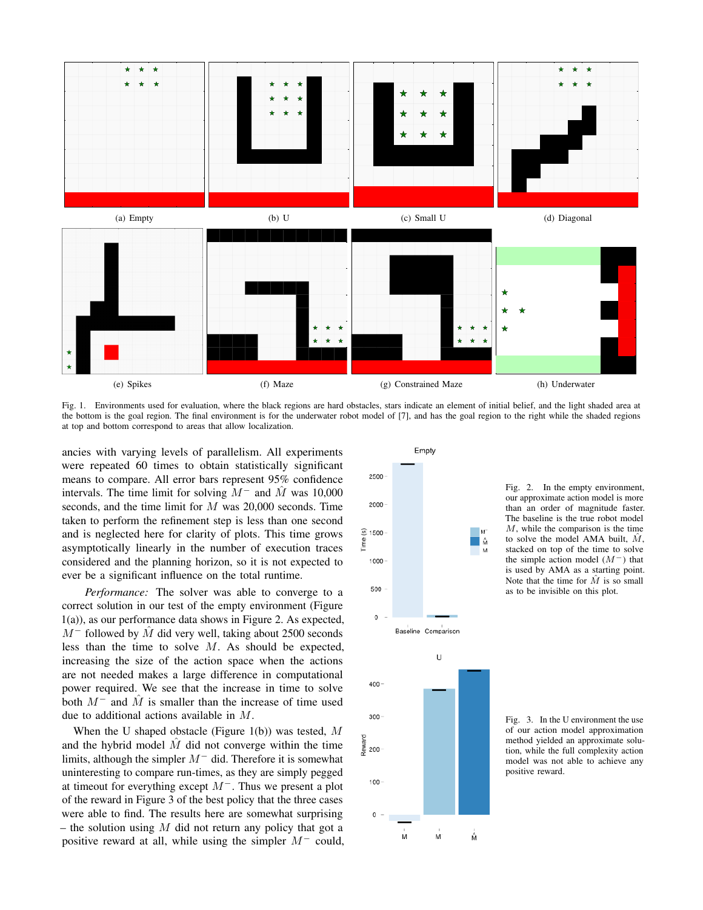(a) Empty

(b) U

(c) Small U

(d) Diagonal

(e) Spikes

(f) Maze

(g) Constrained Maze

(h) Underwater

Fig. 1. Environments used for evaluation, where the black regions are hard obstacles, stars indicate an element of initial belief, and the light shaded area at the bottom is the goal region. The final environment is for the underwater robot model of [7], and has the goal region to the right while the shaded regions at top and bottom correspond to areas that allow localization.

ancies with varying levels of parallelism. All experiments were repeated 60 times to obtain statistically significant means to compare. All error bars represent 95% confidence intervals. The time limit for solving $M^-$ and $\hat{M}$ was 10,000 seconds, and the time limit for $M$ was 20,000 seconds. Time taken to perform the refinement step is less than one second and is neglected here for clarity of plots. This time grows asymptotically linearly in the number of execution traces considered and the planning horizon, so it is not expected to ever be a significant influence on the total runtime.

*Performance:* The solver was able to converge to a correct solution in our test of the empty environment (Figure 1(a)), as our performance data shows in Figure 2. As expected, $M^-$ followed by $\hat{M}$ did very well, taking about 2500 seconds less than the time to solve $M$. As should be expected, increasing the size of the action space when the actions are not needed makes a large difference in computational power required. We see that the increase in time to solve both $M^-$ and $\hat{M}$ is smaller than the increase of time used due to additional actions available in $M$.

When the U shaped obstacle (Figure 1(b)) was tested, $M$ and the hybrid model $\hat{M}$ did not converge within the time limits, although the simpler $M^-$ did. Therefore it is somewhat uninteresting to compare run-times, as they are simply pegged at timeout for everything except $M^-$. Thus we present a plot of the reward in Figure 3 of the best policy that the three cases were able to find. The results here are somewhat surprising – the solution using $M$ did not return any policy that got a positive reward at all, while using the simpler $M^-$ could,

Fig. 2. In the empty environment, our approximate action model is more than an order of magnitude faster. The baseline is the true robot model $M$, while the comparison is the time to solve the model AMA built, $\hat{M}$, stacked on top of the time to solve the simple action model ($M^-$) that is used by AMA as a starting point. Note that the time for $\hat{M}$ is so small as to be invisible on this plot.

Fig. 3. In the U environment the use of our action model approximation method yielded an approximate solution, while the full complexity action model was not able to achieve any positive reward.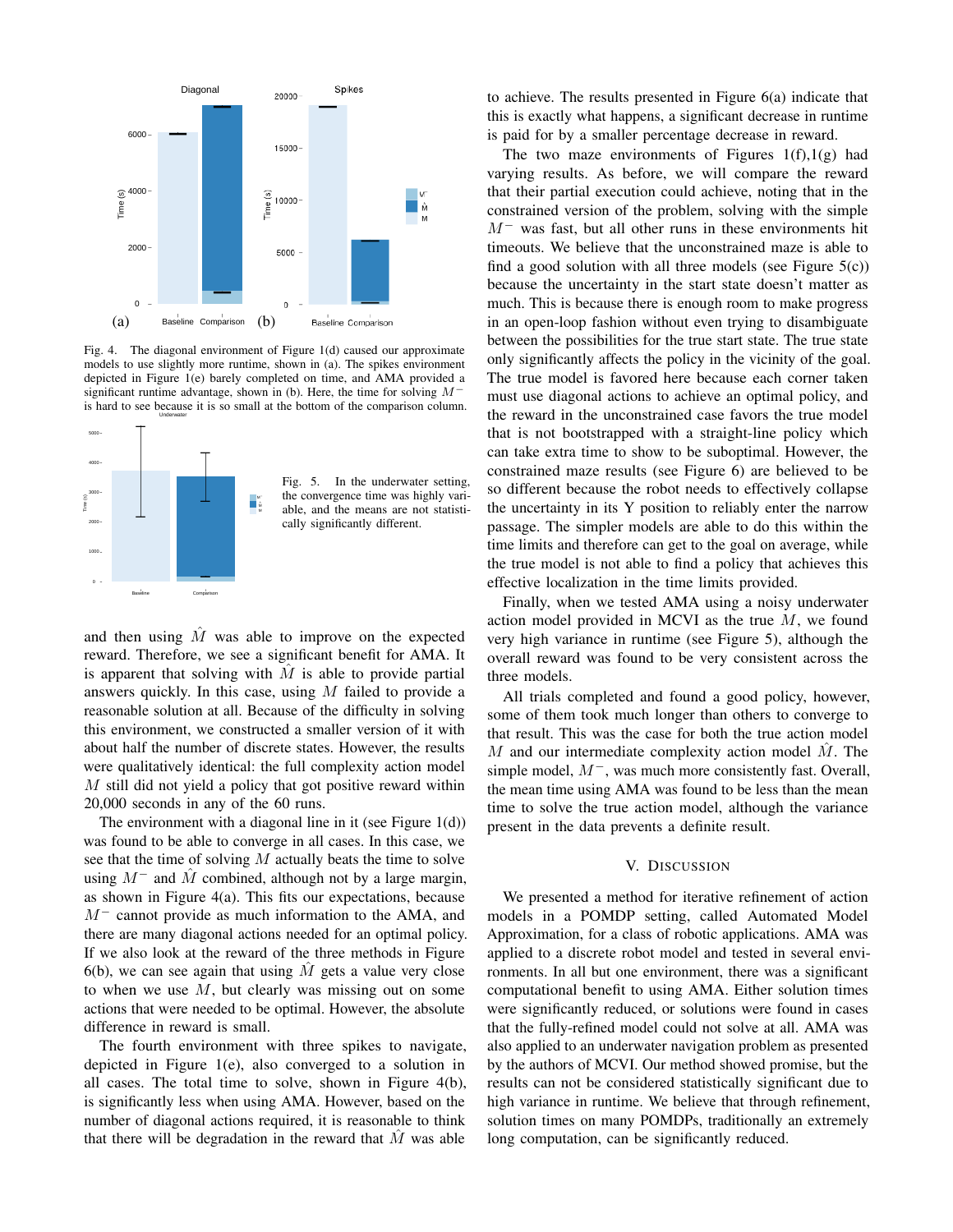Fig. 4. The diagonal environment of Figure 1(d) caused our approximate models to use slightly more runtime, shown in (a). The spikes environment depicted in Figure 1(e) barely completed on time, and AMA provided a significant runtime advantage, shown in (b). Here, the time for solving $M^-$ is hard to see because it is so small at the bottom of the comparison column.

Fig. 5. In the underwater setting, the convergence time was highly variable, and the means are not statistically significantly different.

and then using $\hat{M}$ was able to improve on the expected reward. Therefore, we see a significant benefit for AMA. It is apparent that solving with $\hat{M}$ is able to provide partial answers quickly. In this case, using $M$ failed to provide a reasonable solution at all. Because of the difficulty in solving this environment, we constructed a smaller version of it with about half the number of discrete states. However, the results were qualitatively identical: the full complexity action model $M$ still did not yield a policy that got positive reward within 20,000 seconds in any of the 60 runs.

The environment with a diagonal line in it (see Figure 1(d)) was found to be able to converge in all cases. In this case, we see that the time of solving $M$ actually beats the time to solve using $M^-$ and $\hat{M}$ combined, although not by a large margin, as shown in Figure 4(a). This fits our expectations, because $M^-$ cannot provide as much information to the AMA, and there are many diagonal actions needed for an optimal policy. If we also look at the reward of the three methods in Figure 6(b), we can see again that using $\hat{M}$ gets a value very close to when we use $M$, but clearly was missing out on some actions that were needed to be optimal. However, the absolute difference in reward is small.

The fourth environment with three spikes to navigate, depicted in Figure 1(e), also converged to a solution in all cases. The total time to solve, shown in Figure 4(b), is significantly less when using AMA. However, based on the number of diagonal actions required, it is reasonable to think that there will be degradation in the reward that $\hat{M}$ was able to achieve. The results presented in Figure 6(a) indicate that this is exactly what happens, a significant decrease in runtime is paid for by a smaller percentage decrease in reward.

The two maze environments of Figures 1(f),1(g) had varying results. As before, we will compare the reward that their partial execution could achieve, noting that in the constrained version of the problem, solving with the simple $M^-$ was fast, but all other runs in these environments hit timeouts. We believe that the unconstrained maze is able to find a good solution with all three models (see Figure 5(c)) because the uncertainty in the start state doesn't matter as much. This is because there is enough room to make progress in an open-loop fashion without even trying to disambiguate between the possibilities for the true start state. The true state only significantly affects the policy in the vicinity of the goal. The true model is favored here because each corner taken must use diagonal actions to achieve an optimal policy, and the reward in the unconstrained case favors the true model that is not bootstrapped with a straight-line policy which can take extra time to show to be suboptimal. However, the constrained maze results (see Figure 6) are believed to be so different because the robot needs to effectively collapse the uncertainty in its Y position to reliably enter the narrow passage. The simpler models are able to do this within the time limits and therefore can get to the goal on average, while the true model is not able to find a policy that achieves this effective localization in the time limits provided.

Finally, when we tested AMA using a noisy underwater action model provided in MCVI as the true $M$, we found very high variance in runtime (see Figure 5), although the overall reward was found to be very consistent across the three models.

All trials completed and found a good policy, however, some of them took much longer than others to converge to that result. This was the case for both the true action model $M$ and our intermediate complexity action model $\hat{M}$. The simple model, $M^-$, was much more consistently fast. Overall, the mean time using AMA was found to be less than the mean time to solve the true action model, although the variance present in the data prevents a definite result.

## V. Discussion

We presented a method for iterative refinement of action models in a POMDP setting, called Automated Model Approximation, for a class of robotic applications. AMA was applied to a discrete robot model and tested in several environments. In all but one environment, there was a significant computational benefit to using AMA. Either solution times were significantly reduced, or solutions were found in cases that the fully-refined model could not solve at all. AMA was also applied to an underwater navigation problem as presented by the authors of MCVI. Our method showed promise, but the results can not be considered statistically significant due to high variance in runtime. We believe that through refinement, solution times on many POMDPs, traditionally an extremely long computation, can be significantly reduced.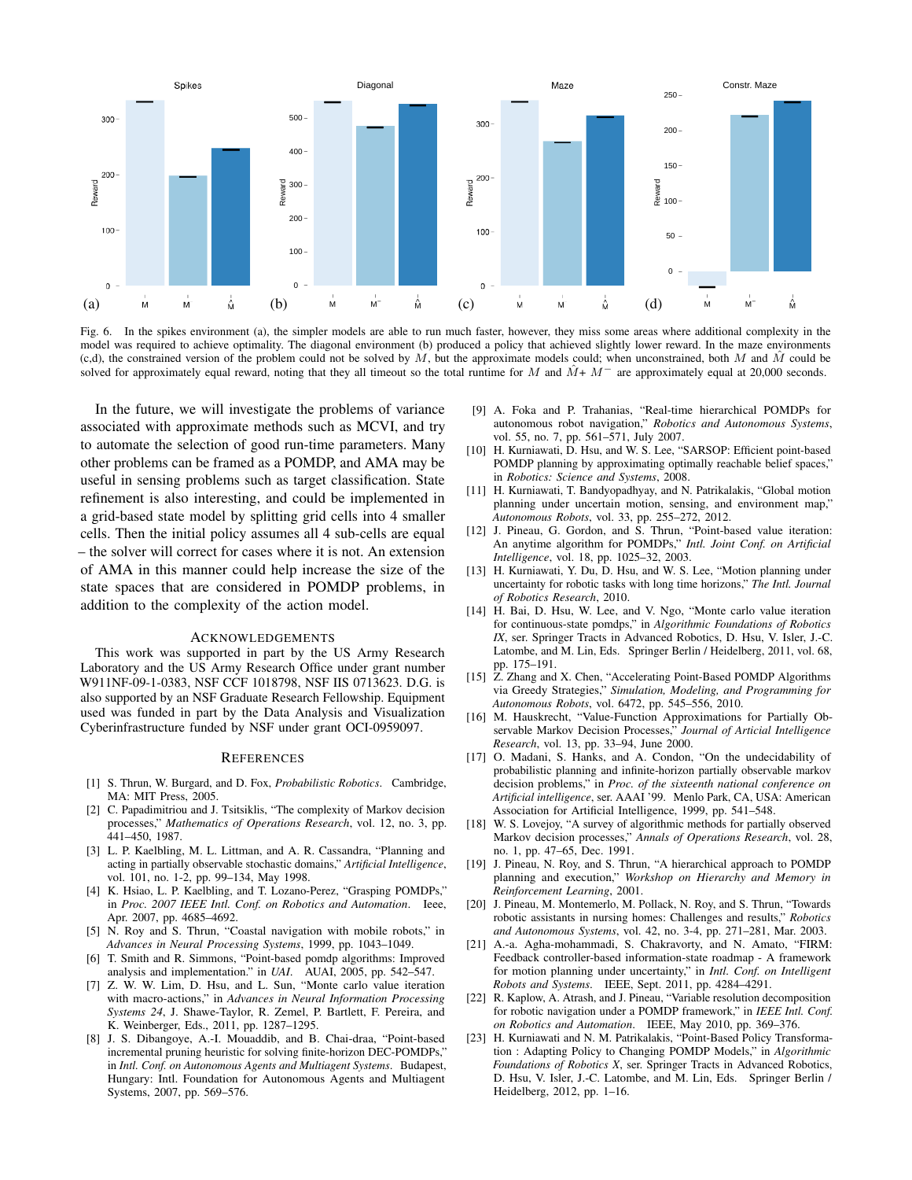Spikes

300 –
200 –
100 –
0 –
Reward

(a) M M $\hat{M}$

Diagonal

500 –
400 –
300 –
200 –
100 –
0 –
Reward

(b) M $M^{-}$ $\hat{M}$

Maze

300 –
200 –
100 –
0 –
Reward

(c) M M $\hat{M}$

Constr. Maze

250 –
200 –
150 –
100 –
50 –
0 –
Reward

(d) M $M^{-}$ $\hat{M}$

Fig. 6. In the spikes environment (a), the simpler models are able to run much faster, however, they miss some areas where additional complexity in the model was required to achieve optimality. The diagonal environment (b) produced a policy that achieved slightly lower reward. In the maze environments (c,d), the constrained version of the problem could not be solved by $M$, but the approximate models could; when unconstrained, both $M$ and $\hat{M}$ could be solved for approximately equal reward, noting that they all timeout so the total runtime for $M$ and $\hat{M}$+ $M^{-}$ are approximately equal at 20,000 seconds.

In the future, we will investigate the problems of variance associated with approximate methods such as MCVI, and try to automate the selection of good run-time parameters. Many other problems can be framed as a POMDP, and AMA may be useful in sensing problems such as target classification. State refinement is also interesting, and could be implemented in a grid-based state model by splitting grid cells into 4 smaller cells. Then the initial policy assumes all 4 sub-cells are equal – the solver will correct for cases where it is not. An extension of AMA in this manner could help increase the size of the state spaces that are considered in POMDP problems, in addition to the complexity of the action model.

## Acknowledgements

This work was supported in part by the US Army Research Laboratory and the US Army Research Office under grant number W911NF-09-1-0383, NSF CCF 1018798, NSF IIS 0713623. D.G. is also supported by an NSF Graduate Research Fellowship. Equipment used was funded in part by the Data Analysis and Visualization Cyberinfrastructure funded by NSF under grant OCI-0959097.

## References

[1] S. Thrun, W. Burgard, and D. Fox, *Probabilistic Robotics*. Cambridge, MA: MIT Press, 2005.

[2] C. Papadimitriou and J. Tsitsiklis, "The complexity of Markov decision processes," *Mathematics of Operations Research*, vol. 12, no. 3, pp. 441–450, 1987.

[3] L. P. Kaelbling, M. L. Littman, and A. R. Cassandra, "Planning and acting in partially observable stochastic domains," *Artificial Intelligence*, vol. 101, no. 1-2, pp. 99–134, May 1998.

[4] K. Hsiao, L. P. Kaelbling, and T. Lozano-Perez, "Grasping POMDPs," in *Proc. 2007 IEEE Intl. Conf. on Robotics and Automation*. Ieee, Apr. 2007, pp. 4685–4692.

[5] N. Roy and S. Thrun, "Coastal navigation with mobile robots," in *Advances in Neural Processing Systems*, 1999, pp. 1043–1049.

[6] T. Smith and R. Simmons, "Point-based pomdp algorithms: Improved analysis and implementation." in *UAI*. AUAI, 2005, pp. 542–547.

[7] Z. W. W. Lim, D. Hsu, and L. Sun, "Monte carlo value iteration with macro-actions," in *Advances in Neural Information Processing Systems 24*, J. Shawe-Taylor, R. Zemel, P. Bartlett, F. Pereira, and K. Weinberger, Eds., 2011, pp. 1287–1295.

[8] J. S. Dibangoye, A.-I. Mouaddib, and B. Chai-draa, "Point-based incremental pruning heuristic for solving finite-horizon DEC-POMDPs," in *Intl. Conf. on Autonomous Agents and Multiagent Systems*. Budapest, Hungary: Intl. Foundation for Autonomous Agents and Multiagent Systems, 2007, pp. 569–576.

[9] A. Foka and P. Trahanias, "Real-time hierarchical POMDPs for autonomous robot navigation," *Robotics and Autonomous Systems*, vol. 55, no. 7, pp. 561–571, July 2007.

[10] H. Kurniawati, D. Hsu, and W. S. Lee, "SARSOP: Efficient point-based POMDP planning by approximating optimally reachable belief spaces," in *Robotics: Science and Systems*, 2008.

[11] H. Kurniawati, T. Bandyopadhyay, and N. Patrikalakis, "Global motion planning under uncertain motion, sensing, and environment map," *Autonomous Robots*, vol. 33, pp. 255–272, 2012.

[12] J. Pineau, G. Gordon, and S. Thrun, "Point-based value iteration: An anytime algorithm for POMDPs," *Intl. Joint Conf. on Artificial Intelligence*, vol. 18, pp. 1025–32, 2003.

[13] H. Kurniawati, Y. Du, D. Hsu, and W. S. Lee, "Motion planning under uncertainty for robotic tasks with long time horizons," *The Intl. Journal of Robotics Research*, 2010.

[14] H. Bai, D. Hsu, W. Lee, and V. Ngo, "Monte carlo value iteration for continuous-state pomdps," in *Algorithmic Foundations of Robotics IX*, ser. Springer Tracts in Advanced Robotics, D. Hsu, V. Isler, J.-C. Latombe, and M. Lin, Eds. Springer Berlin / Heidelberg, 2011, vol. 68, pp. 175–191.

[15] Z. Zhang and X. Chen, "Accelerating Point-Based POMDP Algorithms via Greedy Strategies," *Simulation, Modeling, and Programming for Autonomous Robots*, vol. 6472, pp. 545–556, 2010.

[16] M. Hauskrecht, "Value-Function Approximations for Partially Observable Markov Decision Processes," *Journal of Articial Intelligence Research*, vol. 13, pp. 33–94, June 2000.

[17] O. Madani, S. Hanks, and A. Condon, "On the undecidability of probabilistic planning and infinite-horizon partially observable markov decision problems," in *Proc. of the sixteenth national conference on Artificial intelligence*, ser. AAAI '99. Menlo Park, CA, USA: American Association for Artificial Intelligence, 1999, pp. 541–548.

[18] W. S. Lovejoy, "A survey of algorithmic methods for partially observed Markov decision processes," *Annals of Operations Research*, vol. 28, no. 1, pp. 47–65, Dec. 1991.

[19] J. Pineau, N. Roy, and S. Thrun, "A hierarchical approach to POMDP planning and execution," *Workshop on Hierarchy and Memory in Reinforcement Learning*, 2001.

[20] J. Pineau, M. Montemerlo, M. Pollack, N. Roy, and S. Thrun, "Towards robotic assistants in nursing homes: Challenges and results," *Robotics and Autonomous Systems*, vol. 42, no. 3-4, pp. 271–281, Mar. 2003.

[21] A.-a. Agha-mohammadi, S. Chakravorty, and N. Amato, "FIRM: Feedback controller-based information-state roadmap - A framework for motion planning under uncertainty," in *Intl. Conf. on Intelligent Robots and Systems*. IEEE, Sept. 2011, pp. 4284–4291.

[22] R. Kaplow, A. Atrash, and J. Pineau, "Variable resolution decomposition for robotic navigation under a POMDP framework," in *IEEE Intl. Conf. on Robotics and Automation*. IEEE, May 2010, pp. 369–376.

[23] H. Kurniawati and N. M. Patrikalakis, "Point-Based Policy Transformation : Adapting Policy to Changing POMDP Models," in *Algorithmic Foundations of Robotics X*, ser. Springer Tracts in Advanced Robotics, D. Hsu, V. Isler, J.-C. Latombe, and M. Lin, Eds. Springer Berlin / Heidelberg, 2012, pp. 1–16.